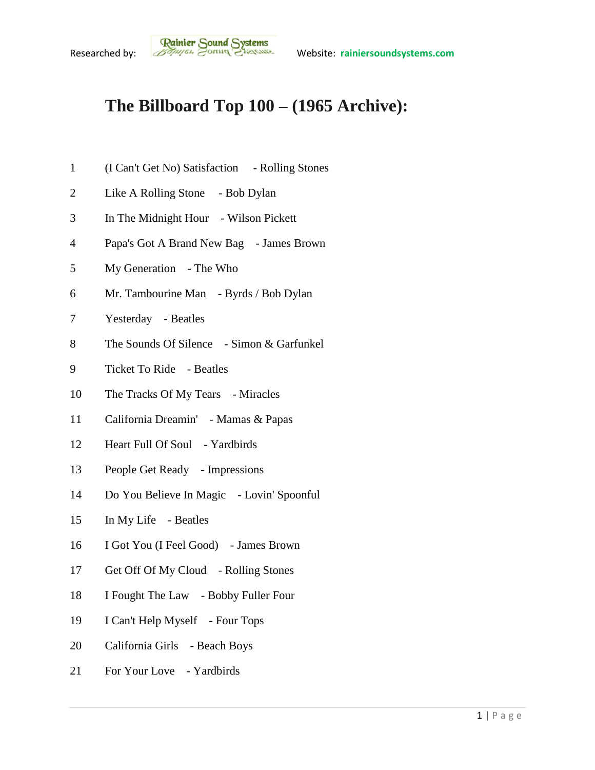Researched by: Rainier Sound Systems Website: rainiersoundsystems.com

# The Billboard Top 100 – (1965 Archive):

1 (I Can't Get No) Satisfaction - Rolling Stones

2 Like A Rolling Stone - Bob Dylan

3 In The Midnight Hour - Wilson Pickett

4 Papa's Got A Brand New Bag - James Brown

5 My Generation - The Who

6 Mr. Tambourine Man - Byrds / Bob Dylan

7 Yesterday - Beatles

8 The Sounds Of Silence - Simon & Garfunkel

9 Ticket To Ride - Beatles

10 The Tracks Of My Tears - Miracles

11 California Dreamin' - Mamas & Papas

12 Heart Full Of Soul - Yardbirds

13 People Get Ready - Impressions

14 Do You Believe In Magic - Lovin' Spoonful

15 In My Life - Beatles

16 I Got You (I Feel Good) - James Brown

17 Get Off Of My Cloud - Rolling Stones

18 I Fought The Law - Bobby Fuller Four

19 I Can't Help Myself - Four Tops

20 California Girls - Beach Boys

21 For Your Love - Yardbirds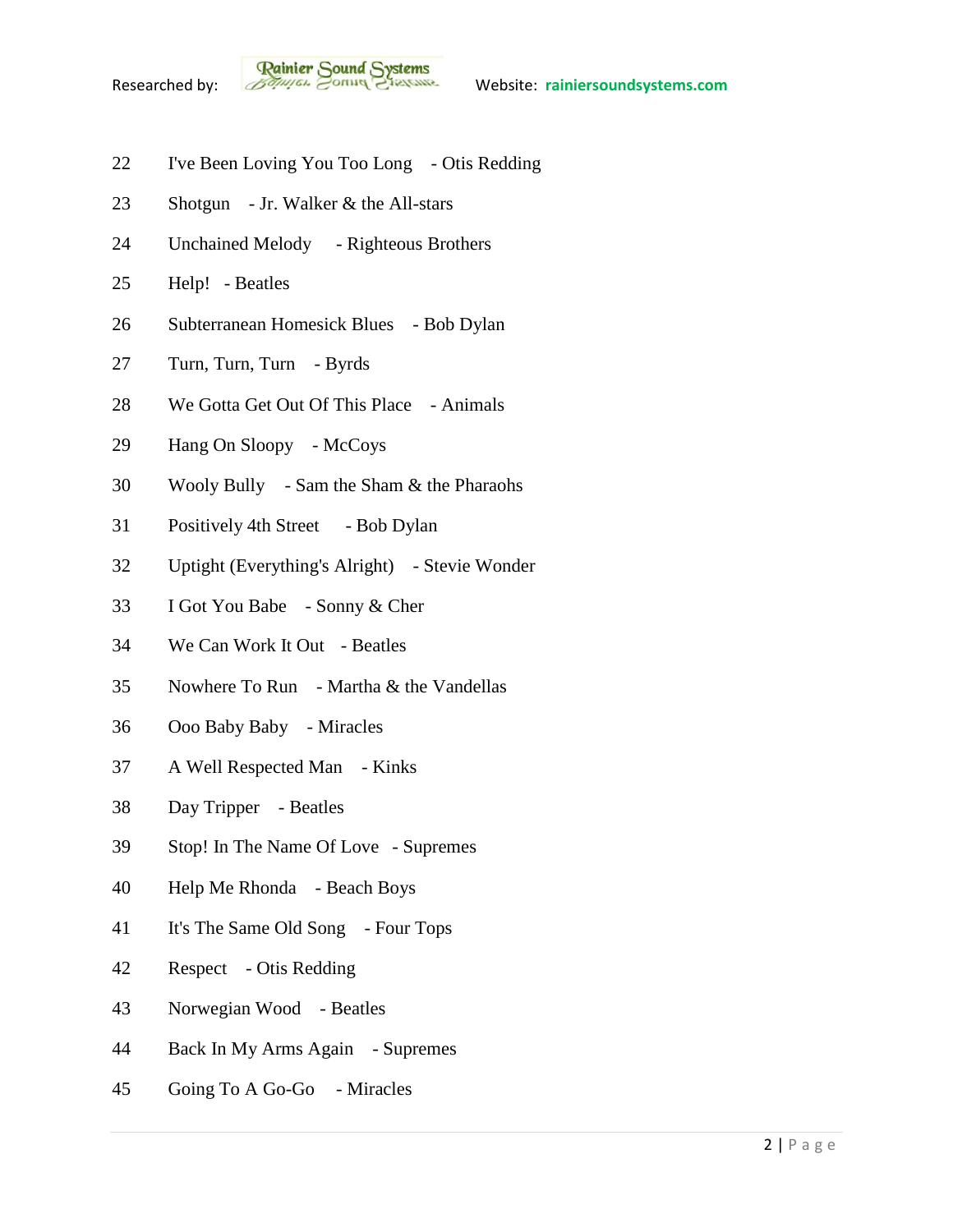22 I've Been Loving You Too Long - Otis Redding

23 Shotgun - Jr. Walker & the All-stars

24 Unchained Melody - Righteous Brothers

25 Help! - Beatles

26 Subterranean Homesick Blues - Bob Dylan

27 Turn, Turn, Turn - Byrds

28 We Gotta Get Out Of This Place - Animals

29 Hang On Sloopy - McCoys

30 Wooly Bully - Sam the Sham & the Pharaohs

31 Positively 4th Street - Bob Dylan

32 Uptight (Everything's Alright) - Stevie Wonder

33 I Got You Babe - Sonny & Cher

34 We Can Work It Out - Beatles

35 Nowhere To Run - Martha & the Vandellas

36 Ooo Baby Baby - Miracles

37 A Well Respected Man - Kinks

38 Day Tripper - Beatles

39 Stop! In The Name Of Love - Supremes

40 Help Me Rhonda - Beach Boys

41 It's The Same Old Song - Four Tops

42 Respect - Otis Redding

43 Norwegian Wood - Beatles

44 Back In My Arms Again - Supremes

45 Going To A Go-Go - Miracles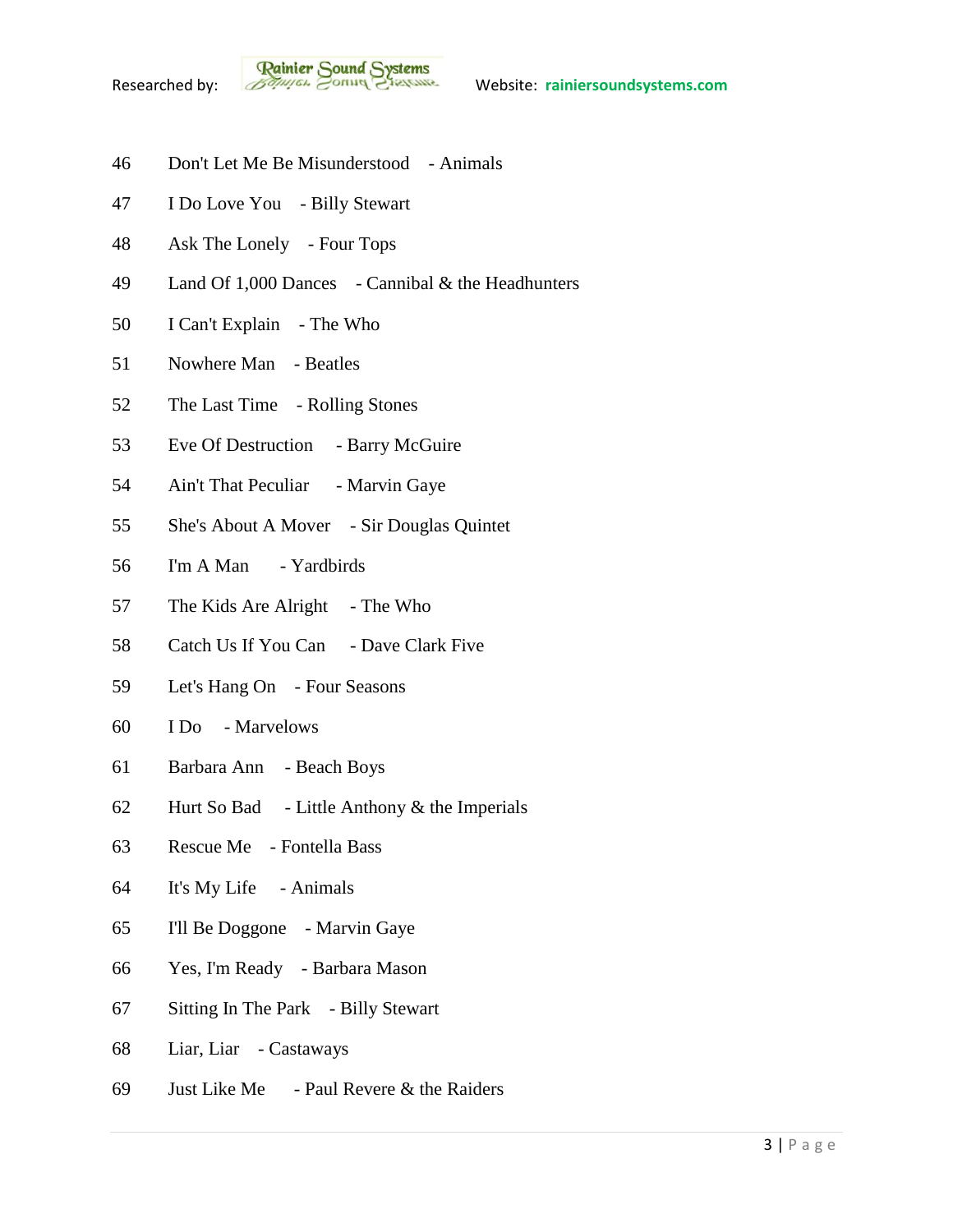46 Don't Let Me Be Misunderstood - Animals

47 I Do Love You - Billy Stewart

48 Ask The Lonely - Four Tops

49 Land Of 1,000 Dances - Cannibal & the Headhunters

50 I Can't Explain - The Who

51 Nowhere Man - Beatles

52 The Last Time - Rolling Stones

53 Eve Of Destruction - Barry McGuire

54 Ain't That Peculiar - Marvin Gaye

55 She's About A Mover - Sir Douglas Quintet

56 I'm A Man - Yardbirds

57 The Kids Are Alright - The Who

58 Catch Us If You Can - Dave Clark Five

59 Let's Hang On - Four Seasons

60 I Do - Marvelows

61 Barbara Ann - Beach Boys

62 Hurt So Bad - Little Anthony & the Imperials

63 Rescue Me - Fontella Bass

64 It's My Life - Animals

65 I'll Be Doggone - Marvin Gaye

66 Yes, I'm Ready - Barbara Mason

67 Sitting In The Park - Billy Stewart

68 Liar, Liar - Castaways

69 Just Like Me - Paul Revere & the Raiders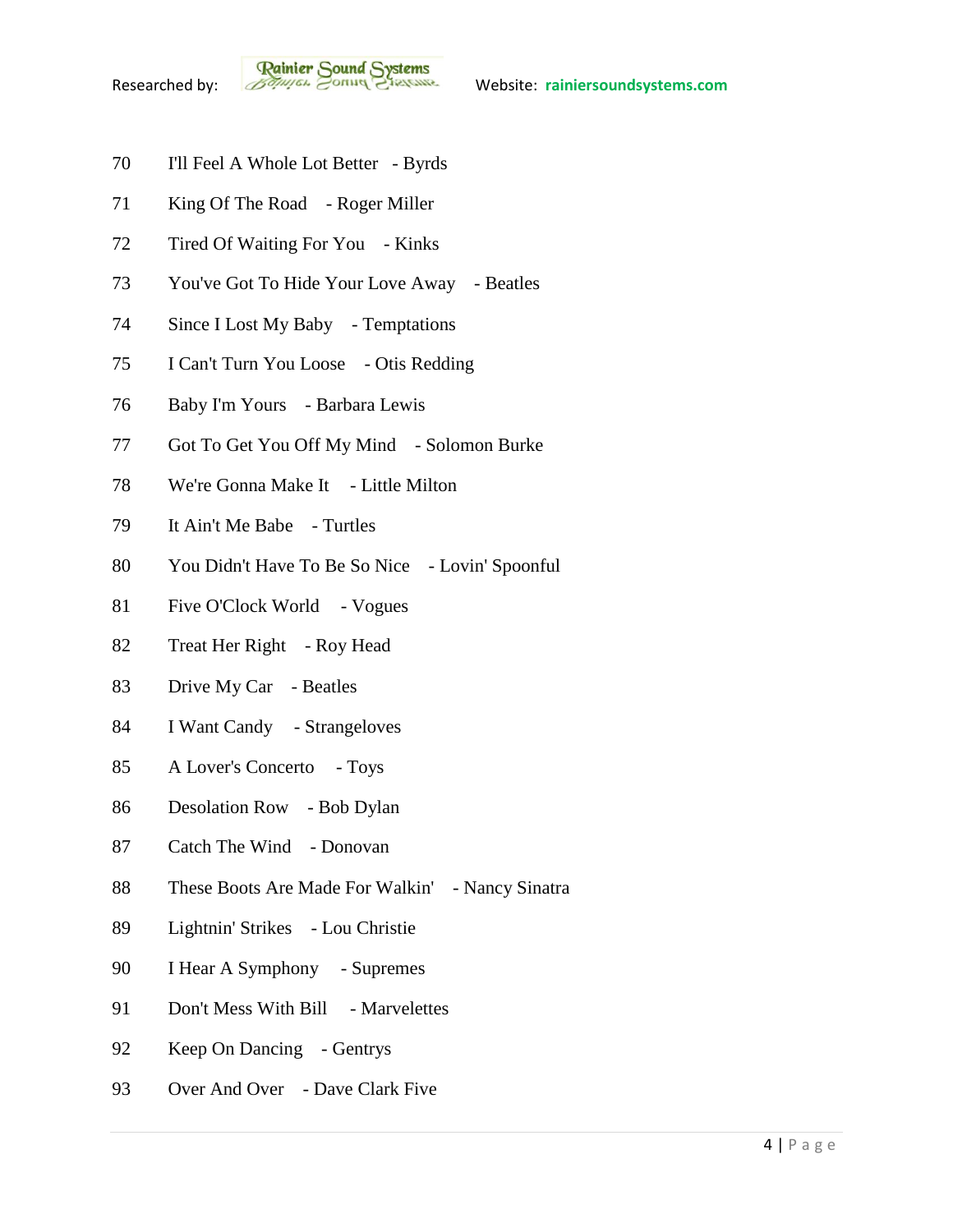70 I'll Feel A Whole Lot Better - Byrds

71 King Of The Road - Roger Miller

72 Tired Of Waiting For You - Kinks

73 You've Got To Hide Your Love Away - Beatles

74 Since I Lost My Baby - Temptations

75 I Can't Turn You Loose - Otis Redding

76 Baby I'm Yours - Barbara Lewis

77 Got To Get You Off My Mind - Solomon Burke

78 We're Gonna Make It - Little Milton

79 It Ain't Me Babe - Turtles

80 You Didn't Have To Be So Nice - Lovin' Spoonful

81 Five O'Clock World - Vogues

82 Treat Her Right - Roy Head

83 Drive My Car - Beatles

84 I Want Candy - Strangeloves

85 A Lover's Concerto - Toys

86 Desolation Row - Bob Dylan

87 Catch The Wind - Donovan

88 These Boots Are Made For Walkin' - Nancy Sinatra

89 Lightnin' Strikes - Lou Christie

90 I Hear A Symphony - Supremes

91 Don't Mess With Bill - Marvelettes

92 Keep On Dancing - Gentrys

93 Over And Over - Dave Clark Five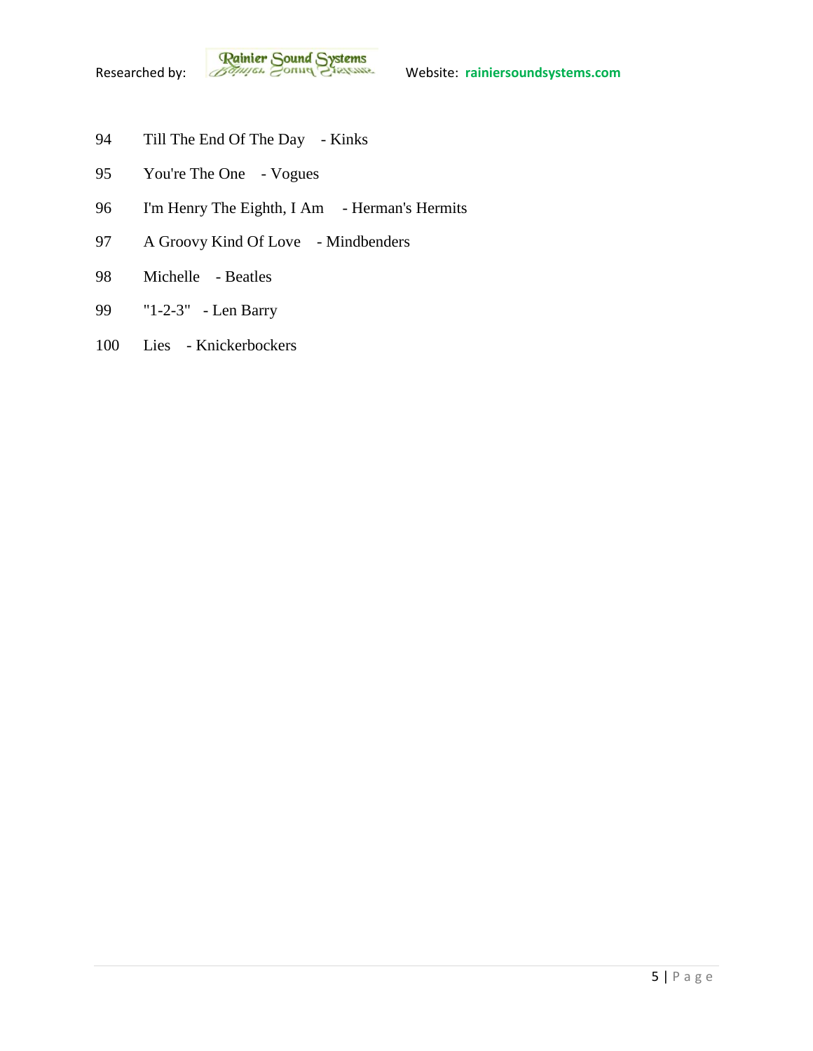94 Till The End Of The Day - Kinks

95 You're The One - Vogues

96 I'm Henry The Eighth, I Am - Herman's Hermits

97 A Groovy Kind Of Love - Mindbenders

98 Michelle - Beatles

99 "1-2-3" - Len Barry

100 Lies - Knickerbockers